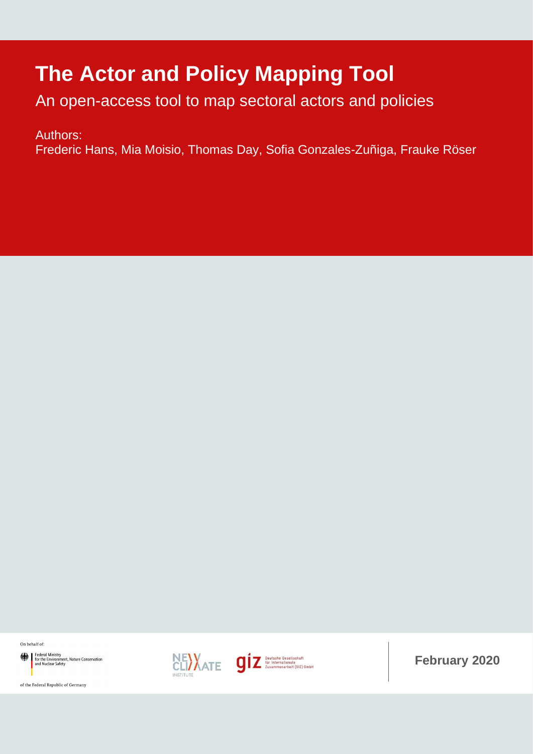# The Actor and Policy Mapping Tool

An open-access tool to map sectoral actors and policies

Authors:
Frederic Hans, Mia Moisio, Thomas Day, Sofia Gonzales-Zuñiga, Frauke Röser

On behalf of:

Federal Ministry for the Environment, Nature Conservation and Nuclear Safety

of the Federal Republic of Germany

NEW CLIMATE INSTITUTE

giz Deutsche Gesellschaft für Internationale Zusammenarbeit (GIZ) GmbH

**February 2020**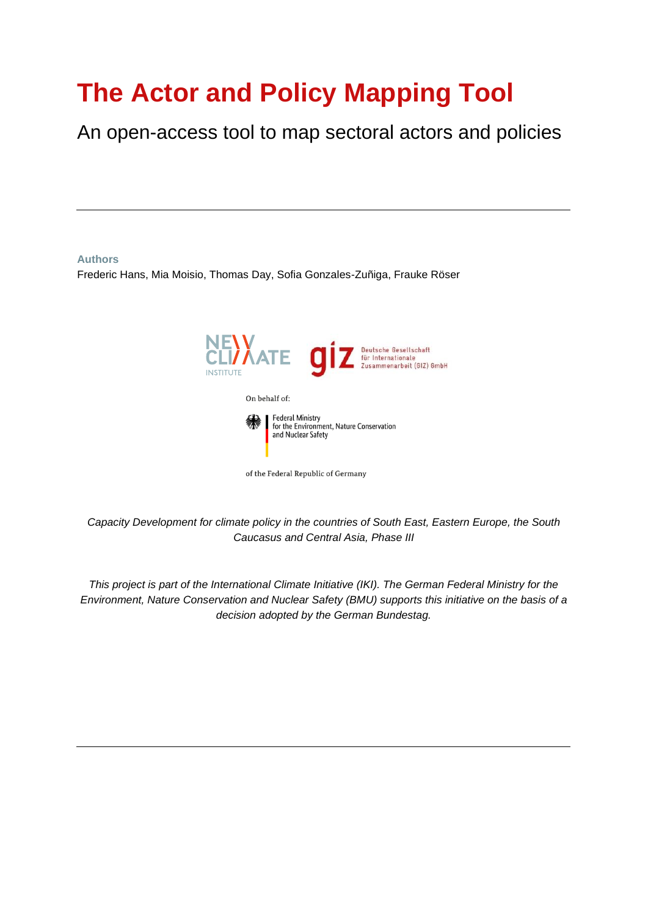# The Actor and Policy Mapping Tool

An open-access tool to map sectoral actors and policies

---

**Authors**

Frederic Hans, Mia Moisio, Thomas Day, Sofia Gonzales-Zuñiga, Frauke Röser

NEW CLIMATE INSTITUTE

giz Deutsche Gesellschaft für Internationale Zusammenarbeit (GIZ) GmbH

On behalf of:

Federal Ministry for the Environment, Nature Conservation and Nuclear Safety

of the Federal Republic of Germany

*Capacity Development for climate policy in the countries of South East, Eastern Europe, the South Caucasus and Central Asia, Phase III*

*This project is part of the International Climate Initiative (IKI). The German Federal Ministry for the Environment, Nature Conservation and Nuclear Safety (BMU) supports this initiative on the basis of a decision adopted by the German Bundestag.*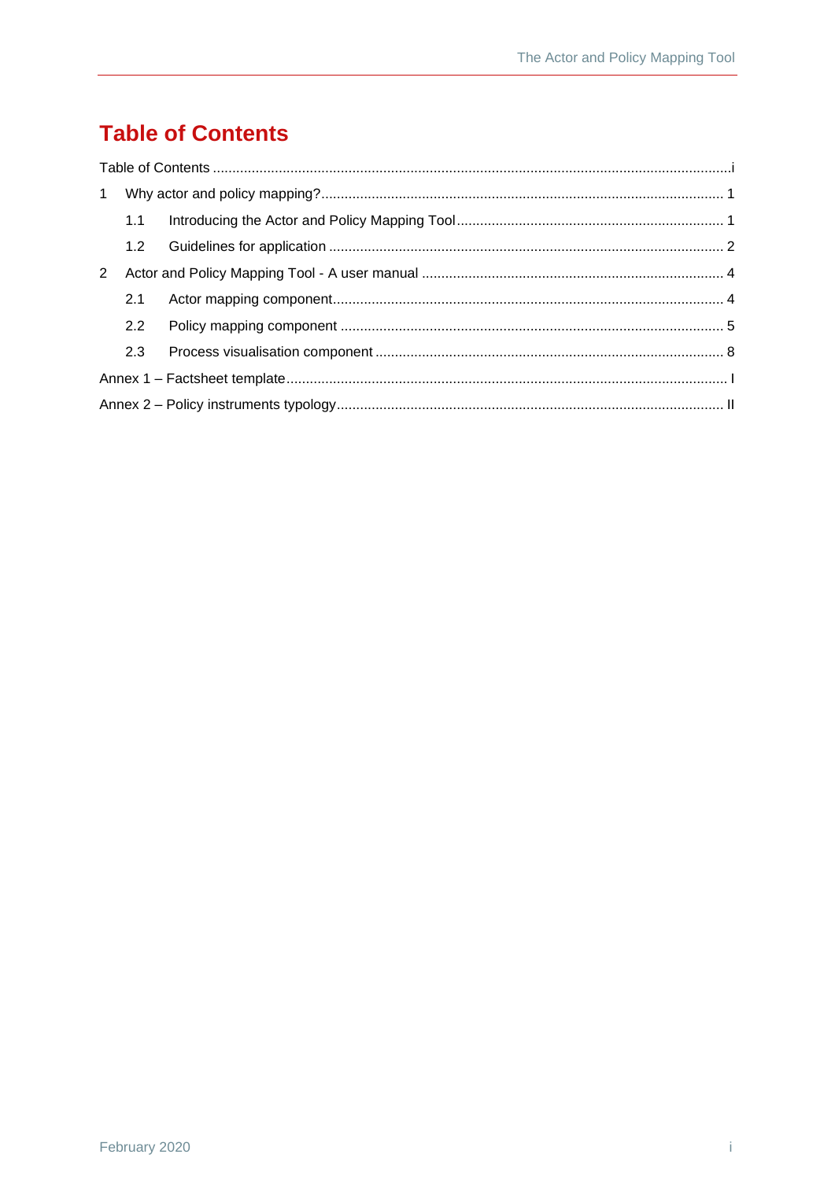# Table of Contents

Table of Contents ....................................................................................................................................i

1 Why actor and policy mapping?...................................................................................................... 1

1.1 Introducing the Actor and Policy Mapping Tool.................................................................... 1

1.2 Guidelines for application ..................................................................................................... 2

2 Actor and Policy Mapping Tool - A user manual ............................................................................ 4

2.1 Actor mapping component.................................................................................................... 4

2.2 Policy mapping component .................................................................................................. 5

2.3 Process visualisation component ......................................................................................... 8

Annex 1 – Factsheet template................................................................................................................. I

Annex 2 – Policy instruments typology................................................................................................... II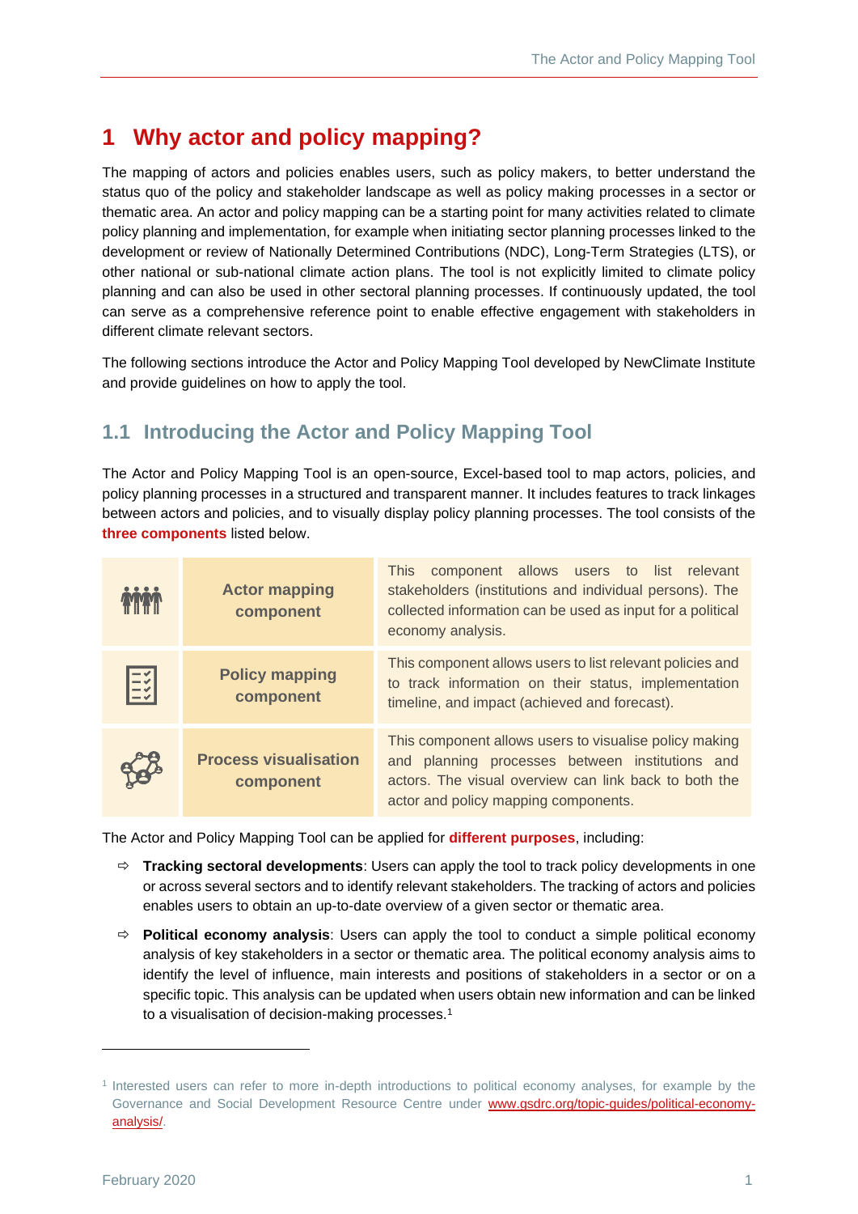# 1 Why actor and policy mapping?

The mapping of actors and policies enables users, such as policy makers, to better understand the status quo of the policy and stakeholder landscape as well as policy making processes in a sector or thematic area. An actor and policy mapping can be a starting point for many activities related to climate policy planning and implementation, for example when initiating sector planning processes linked to the development or review of Nationally Determined Contributions (NDC), Long-Term Strategies (LTS), or other national or sub-national climate action plans. The tool is not explicitly limited to climate policy planning and can also be used in other sectoral planning processes. If continuously updated, the tool can serve as a comprehensive reference point to enable effective engagement with stakeholders in different climate relevant sectors.

The following sections introduce the Actor and Policy Mapping Tool developed by NewClimate Institute and provide guidelines on how to apply the tool.

## 1.1 Introducing the Actor and Policy Mapping Tool

The Actor and Policy Mapping Tool is an open-source, Excel-based tool to map actors, policies, and policy planning processes in a structured and transparent manner. It includes features to track linkages between actors and policies, and to visually display policy planning processes. The tool consists of the **three components** listed below.

| | Component | Description |
|---|---|---|
| | **Actor mapping component** | This component allows users to list relevant stakeholders (institutions and individual persons). The collected information can be used as input for a political economy analysis. |
| | **Policy mapping component** | This component allows users to list relevant policies and to track information on their status, implementation timeline, and impact (achieved and forecast). |
| | **Process visualisation component** | This component allows users to visualise policy making and planning processes between institutions and actors. The visual overview can link back to both the actor and policy mapping components. |

The Actor and Policy Mapping Tool can be applied for **different purposes**, including:

- **Tracking sectoral developments**: Users can apply the tool to track policy developments in one or across several sectors and to identify relevant stakeholders. The tracking of actors and policies enables users to obtain an up-to-date overview of a given sector or thematic area.
- **Political economy analysis**: Users can apply the tool to conduct a simple political economy analysis of key stakeholders in a sector or thematic area. The political economy analysis aims to identify the level of influence, main interests and positions of stakeholders in a sector or on a specific topic. This analysis can be updated when users obtain new information and can be linked to a visualisation of decision-making processes.[1]

[1] Interested users can refer to more in-depth introductions to political economy analyses, for example by the Governance and Social Development Resource Centre under www.gsdrc.org/topic-guides/political-economy-analysis/.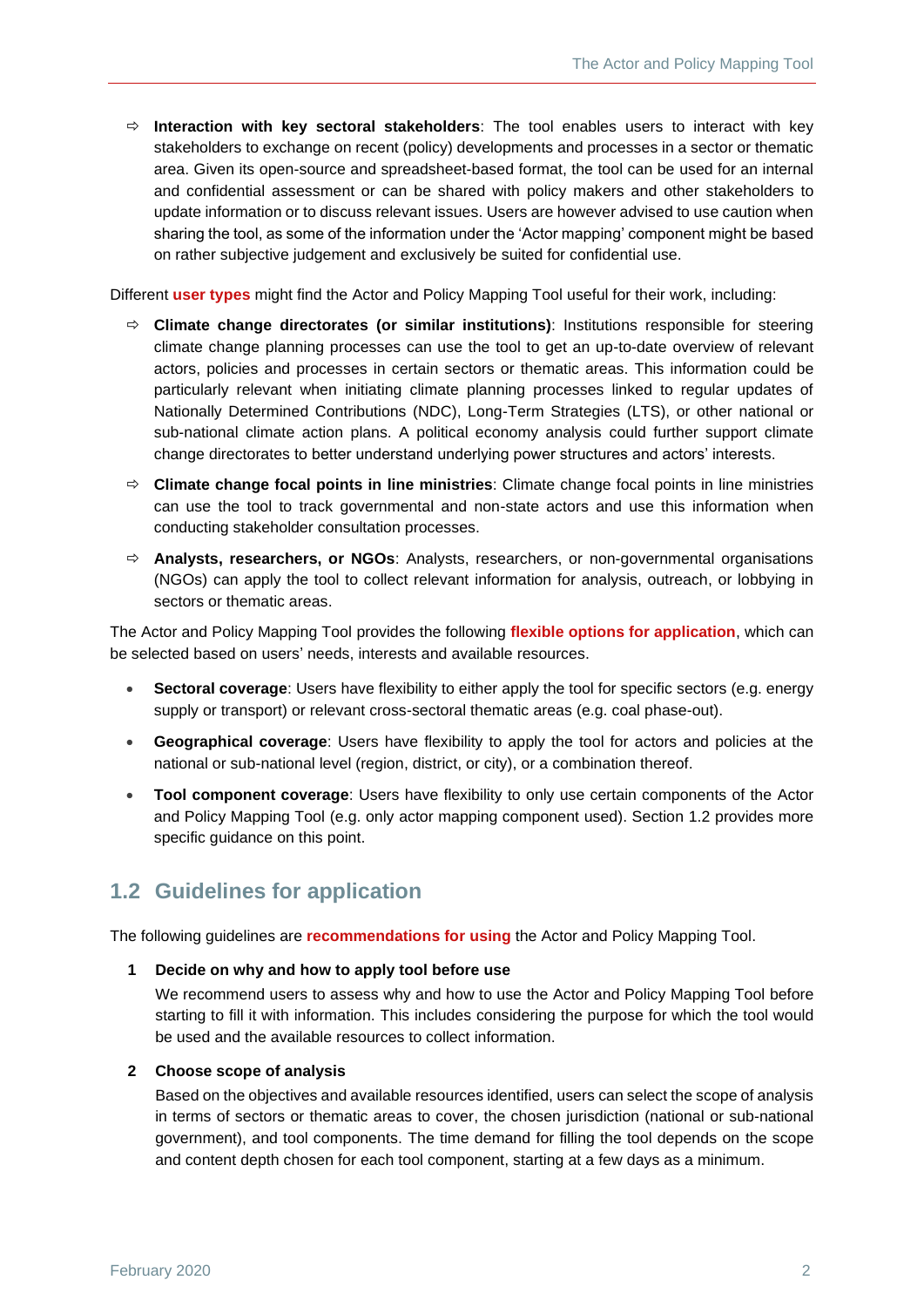- **Interaction with key sectoral stakeholders**: The tool enables users to interact with key stakeholders to exchange on recent (policy) developments and processes in a sector or thematic area. Given its open-source and spreadsheet-based format, the tool can be used for an internal and confidential assessment or can be shared with policy makers and other stakeholders to update information or to discuss relevant issues. Users are however advised to use caution when sharing the tool, as some of the information under the 'Actor mapping' component might be based on rather subjective judgement and exclusively be suited for confidential use.

Different **user types** might find the Actor and Policy Mapping Tool useful for their work, including:

- **Climate change directorates (or similar institutions)**: Institutions responsible for steering climate change planning processes can use the tool to get an up-to-date overview of relevant actors, policies and processes in certain sectors or thematic areas. This information could be particularly relevant when initiating climate planning processes linked to regular updates of Nationally Determined Contributions (NDC), Long-Term Strategies (LTS), or other national or sub-national climate action plans. A political economy analysis could further support climate change directorates to better understand underlying power structures and actors' interests.
- **Climate change focal points in line ministries**: Climate change focal points in line ministries can use the tool to track governmental and non-state actors and use this information when conducting stakeholder consultation processes.
- **Analysts, researchers, or NGOs**: Analysts, researchers, or non-governmental organisations (NGOs) can apply the tool to collect relevant information for analysis, outreach, or lobbying in sectors or thematic areas.

The Actor and Policy Mapping Tool provides the following **flexible options for application**, which can be selected based on users' needs, interests and available resources.

- **Sectoral coverage**: Users have flexibility to either apply the tool for specific sectors (e.g. energy supply or transport) or relevant cross-sectoral thematic areas (e.g. coal phase-out).
- **Geographical coverage**: Users have flexibility to apply the tool for actors and policies at the national or sub-national level (region, district, or city), or a combination thereof.
- **Tool component coverage**: Users have flexibility to only use certain components of the Actor and Policy Mapping Tool (e.g. only actor mapping component used). Section 1.2 provides more specific guidance on this point.

## 1.2 Guidelines for application

The following guidelines are **recommendations for using** the Actor and Policy Mapping Tool.

**1 Decide on why and how to apply tool before use**

We recommend users to assess why and how to use the Actor and Policy Mapping Tool before starting to fill it with information. This includes considering the purpose for which the tool would be used and the available resources to collect information.

**2 Choose scope of analysis**

Based on the objectives and available resources identified, users can select the scope of analysis in terms of sectors or thematic areas to cover, the chosen jurisdiction (national or sub-national government), and tool components. The time demand for filling the tool depends on the scope and content depth chosen for each tool component, starting at a few days as a minimum.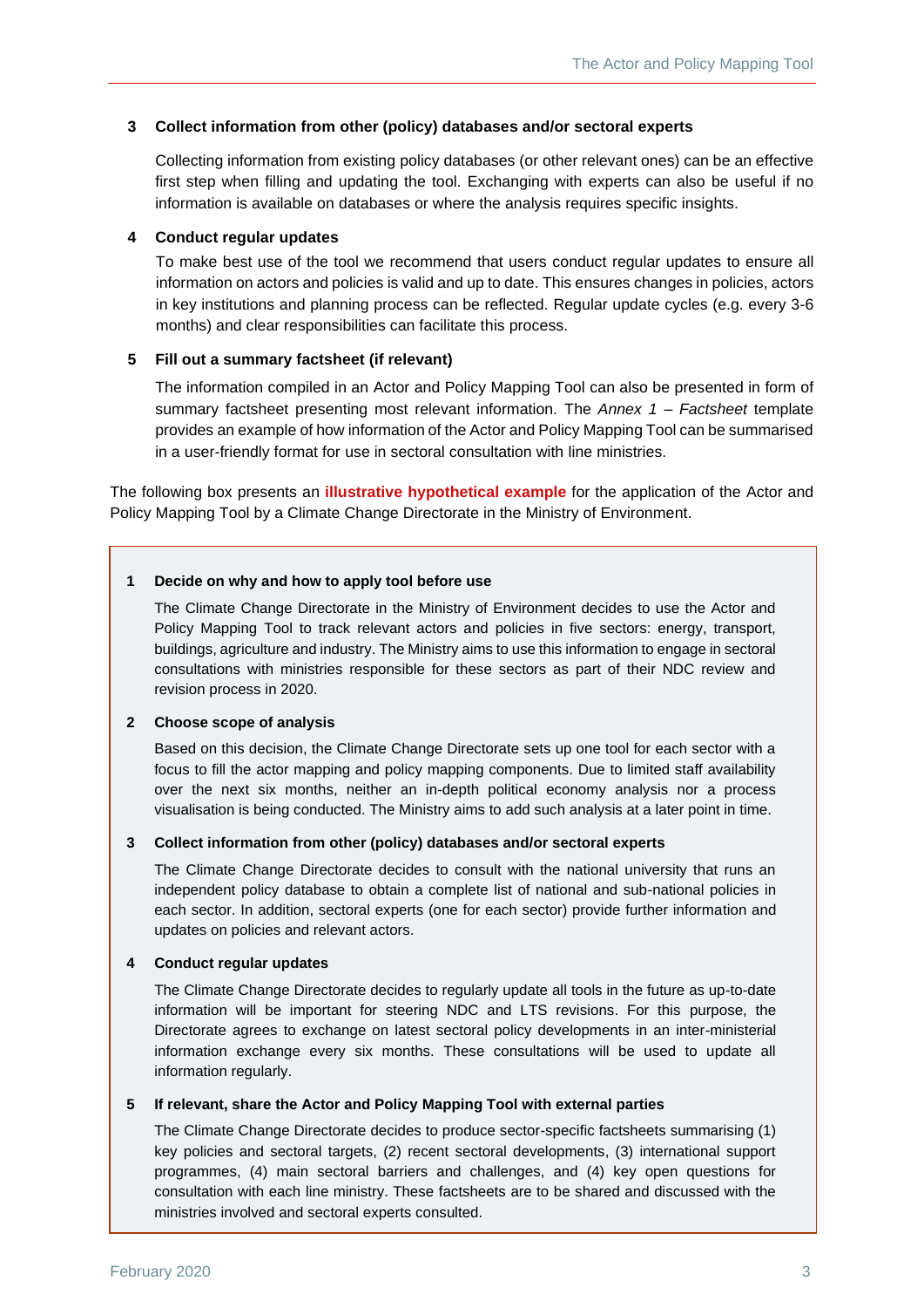**3 Collect information from other (policy) databases and/or sectoral experts**

Collecting information from existing policy databases (or other relevant ones) can be an effective first step when filling and updating the tool. Exchanging with experts can also be useful if no information is available on databases or where the analysis requires specific insights.

**4 Conduct regular updates**

To make best use of the tool we recommend that users conduct regular updates to ensure all information on actors and policies is valid and up to date. This ensures changes in policies, actors in key institutions and planning process can be reflected. Regular update cycles (e.g. every 3-6 months) and clear responsibilities can facilitate this process.

**5 Fill out a summary factsheet (if relevant)**

The information compiled in an Actor and Policy Mapping Tool can also be presented in form of summary factsheet presenting most relevant information. The *Annex 1 – Factsheet* template provides an example of how information of the Actor and Policy Mapping Tool can be summarised in a user-friendly format for use in sectoral consultation with line ministries.

The following box presents an **illustrative hypothetical example** for the application of the Actor and Policy Mapping Tool by a Climate Change Directorate in the Ministry of Environment.

---

**1 Decide on why and how to apply tool before use**

The Climate Change Directorate in the Ministry of Environment decides to use the Actor and Policy Mapping Tool to track relevant actors and policies in five sectors: energy, transport, buildings, agriculture and industry. The Ministry aims to use this information to engage in sectoral consultations with ministries responsible for these sectors as part of their NDC review and revision process in 2020.

**2 Choose scope of analysis**

Based on this decision, the Climate Change Directorate sets up one tool for each sector with a focus to fill the actor mapping and policy mapping components. Due to limited staff availability over the next six months, neither an in-depth political economy analysis nor a process visualisation is being conducted. The Ministry aims to add such analysis at a later point in time.

**3 Collect information from other (policy) databases and/or sectoral experts**

The Climate Change Directorate decides to consult with the national university that runs an independent policy database to obtain a complete list of national and sub-national policies in each sector. In addition, sectoral experts (one for each sector) provide further information and updates on policies and relevant actors.

**4 Conduct regular updates**

The Climate Change Directorate decides to regularly update all tools in the future as up-to-date information will be important for steering NDC and LTS revisions. For this purpose, the Directorate agrees to exchange on latest sectoral policy developments in an inter-ministerial information exchange every six months. These consultations will be used to update all information regularly.

**5 If relevant, share the Actor and Policy Mapping Tool with external parties**

The Climate Change Directorate decides to produce sector-specific factsheets summarising (1) key policies and sectoral targets, (2) recent sectoral developments, (3) international support programmes, (4) main sectoral barriers and challenges, and (4) key open questions for consultation with each line ministry. These factsheets are to be shared and discussed with the ministries involved and sectoral experts consulted.

---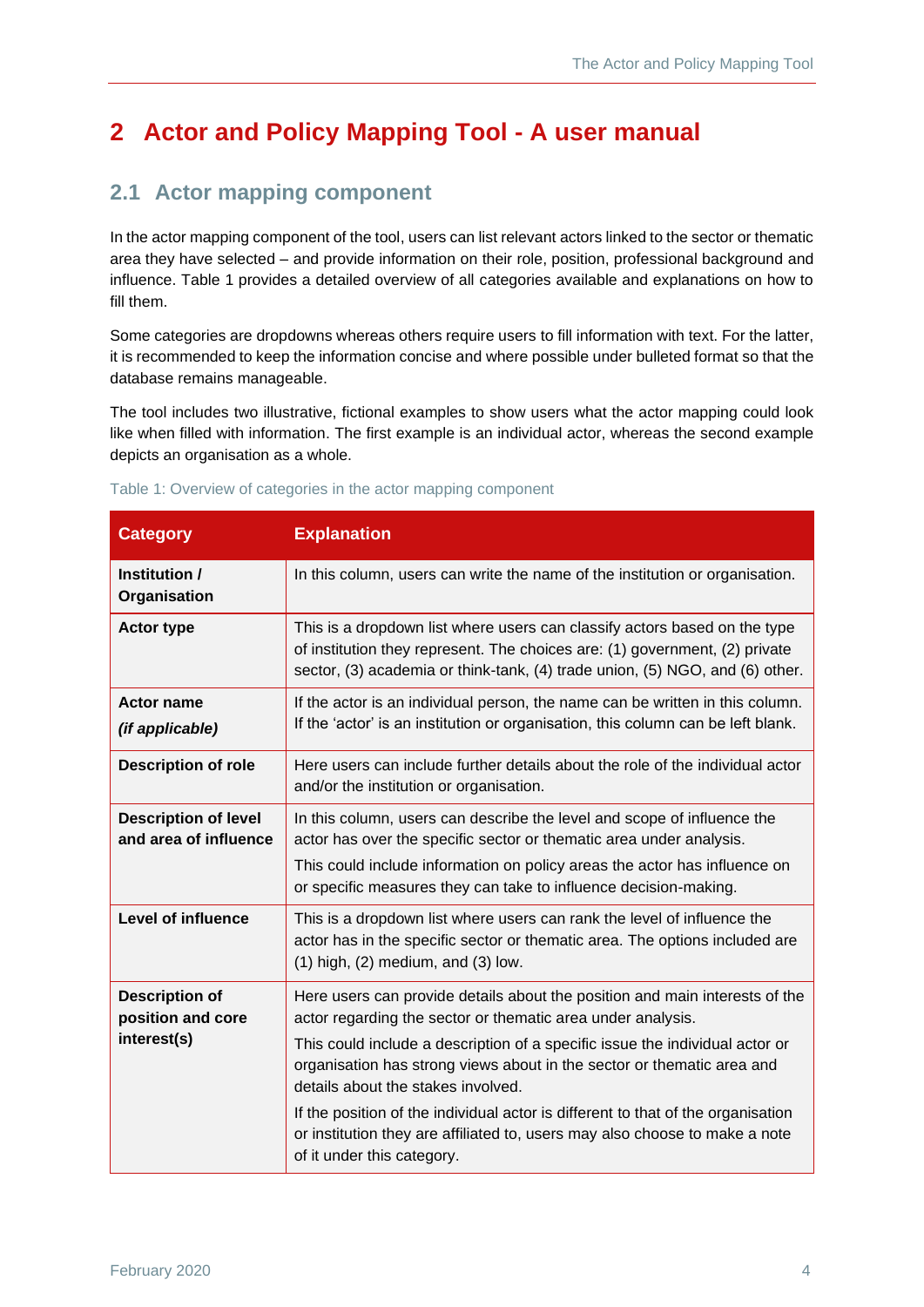# 2 Actor and Policy Mapping Tool - A user manual

## 2.1 Actor mapping component

In the actor mapping component of the tool, users can list relevant actors linked to the sector or thematic area they have selected – and provide information on their role, position, professional background and influence. Table 1 provides a detailed overview of all categories available and explanations on how to fill them.

Some categories are dropdowns whereas others require users to fill information with text. For the latter, it is recommended to keep the information concise and where possible under bulleted format so that the database remains manageable.

The tool includes two illustrative, fictional examples to show users what the actor mapping could look like when filled with information. The first example is an individual actor, whereas the second example depicts an organisation as a whole.

Table 1: Overview of categories in the actor mapping component

| Category | Explanation |
|---|---|
| **Institution / Organisation** | In this column, users can write the name of the institution or organisation. |
| **Actor type** | This is a dropdown list where users can classify actors based on the type of institution they represent. The choices are: (1) government, (2) private sector, (3) academia or think-tank, (4) trade union, (5) NGO, and (6) other. |
| **Actor name** ***(if applicable)*** | If the actor is an individual person, the name can be written in this column. If the 'actor' is an institution or organisation, this column can be left blank. |
| **Description of role** | Here users can include further details about the role of the individual actor and/or the institution or organisation. |
| **Description of level and area of influence** | In this column, users can describe the level and scope of influence the actor has over the specific sector or thematic area under analysis. This could include information on policy areas the actor has influence on or specific measures they can take to influence decision-making. |
| **Level of influence** | This is a dropdown list where users can rank the level of influence the actor has in the specific sector or thematic area. The options included are (1) high, (2) medium, and (3) low. |
| **Description of position and core interest(s)** | Here users can provide details about the position and main interests of the actor regarding the sector or thematic area under analysis. This could include a description of a specific issue the individual actor or organisation has strong views about in the sector or thematic area and details about the stakes involved. If the position of the individual actor is different to that of the organisation or institution they are affiliated to, users may also choose to make a note of it under this category. |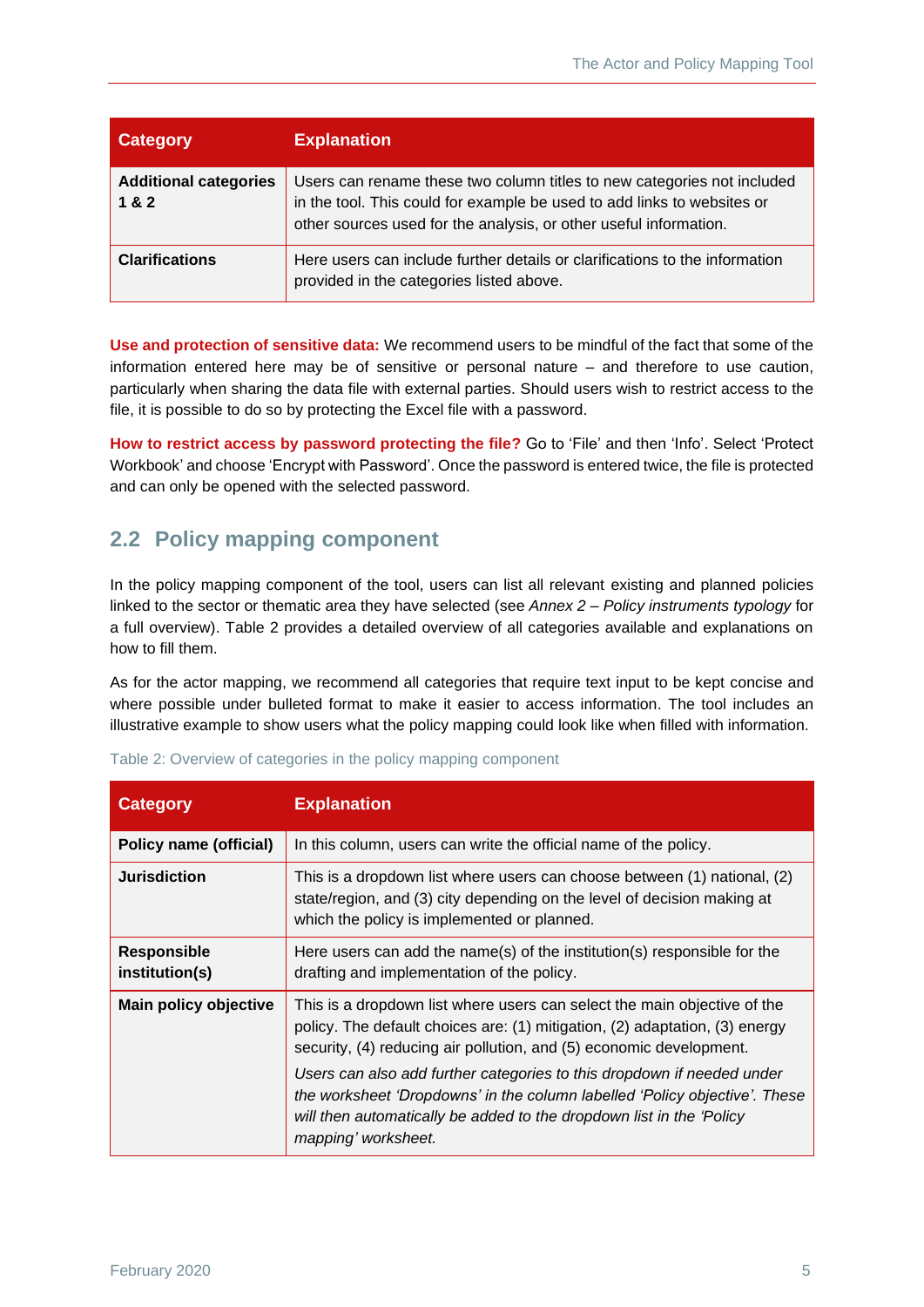| Category | Explanation |
|---|---|
| **Additional categories 1 & 2** | Users can rename these two column titles to new categories not included in the tool. This could for example be used to add links to websites or other sources used for the analysis, or other useful information. |
| **Clarifications** | Here users can include further details or clarifications to the information provided in the categories listed above. |

**Use and protection of sensitive data:** We recommend users to be mindful of the fact that some of the information entered here may be of sensitive or personal nature – and therefore to use caution, particularly when sharing the data file with external parties. Should users wish to restrict access to the file, it is possible to do so by protecting the Excel file with a password.

**How to restrict access by password protecting the file?** Go to 'File' and then 'Info'. Select 'Protect Workbook' and choose 'Encrypt with Password'. Once the password is entered twice, the file is protected and can only be opened with the selected password.

## 2.2 Policy mapping component

In the policy mapping component of the tool, users can list all relevant existing and planned policies linked to the sector or thematic area they have selected (see *Annex 2 – Policy instruments typology* for a full overview). Table 2 provides a detailed overview of all categories available and explanations on how to fill them.

As for the actor mapping, we recommend all categories that require text input to be kept concise and where possible under bulleted format to make it easier to access information. The tool includes an illustrative example to show users what the policy mapping could look like when filled with information.

Table 2: Overview of categories in the policy mapping component

| Category | Explanation |
|---|---|
| **Policy name (official)** | In this column, users can write the official name of the policy. |
| **Jurisdiction** | This is a dropdown list where users can choose between (1) national, (2) state/region, and (3) city depending on the level of decision making at which the policy is implemented or planned. |
| **Responsible institution(s)** | Here users can add the name(s) of the institution(s) responsible for the drafting and implementation of the policy. |
| **Main policy objective** | This is a dropdown list where users can select the main objective of the policy. The default choices are: (1) mitigation, (2) adaptation, (3) energy security, (4) reducing air pollution, and (5) economic development. *Users can also add further categories to this dropdown if needed under the worksheet 'Dropdowns' in the column labelled 'Policy objective'. These will then automatically be added to the dropdown list in the 'Policy mapping' worksheet.* |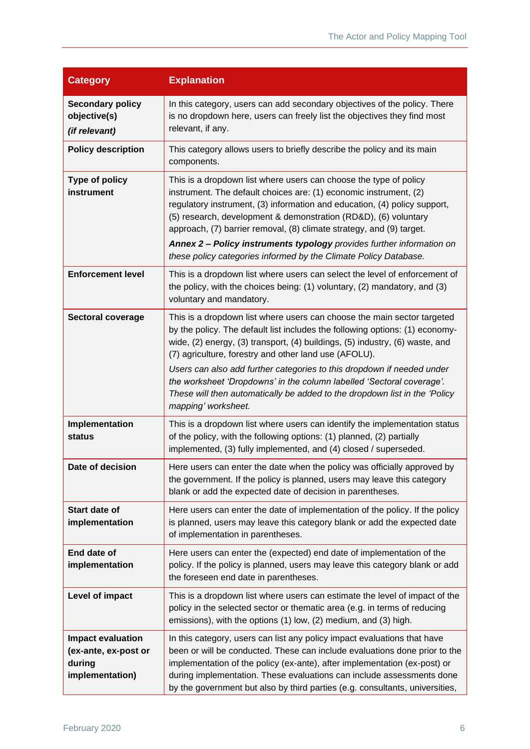| Category | Explanation |
|---|---|
| **Secondary policy objective(s)** ***(if relevant)*** | In this category, users can add secondary objectives of the policy. There is no dropdown here, users can freely list the objectives they find most relevant, if any. |
| **Policy description** | This category allows users to briefly describe the policy and its main components. |
| **Type of policy instrument** | This is a dropdown list where users can choose the type of policy instrument. The default choices are: (1) economic instrument, (2) regulatory instrument, (3) information and education, (4) policy support, (5) research, development & demonstration (RD&D), (6) voluntary approach, (7) barrier removal, (8) climate strategy, and (9) target. ***Annex 2 – Policy instruments typology*** *provides further information on these policy categories informed by the Climate Policy Database.* |
| **Enforcement level** | This is a dropdown list where users can select the level of enforcement of the policy, with the choices being: (1) voluntary, (2) mandatory, and (3) voluntary and mandatory. |
| **Sectoral coverage** | This is a dropdown list where users can choose the main sector targeted by the policy. The default list includes the following options: (1) economy-wide, (2) energy, (3) transport, (4) buildings, (5) industry, (6) waste, and (7) agriculture, forestry and other land use (AFOLU). *Users can also add further categories to this dropdown if needed under the worksheet 'Dropdowns' in the column labelled 'Sectoral coverage'. These will then automatically be added to the dropdown list in the 'Policy mapping' worksheet.* |
| **Implementation status** | This is a dropdown list where users can identify the implementation status of the policy, with the following options: (1) planned, (2) partially implemented, (3) fully implemented, and (4) closed / superseded. |
| **Date of decision** | Here users can enter the date when the policy was officially approved by the government. If the policy is planned, users may leave this category blank or add the expected date of decision in parentheses. |
| **Start date of implementation** | Here users can enter the date of implementation of the policy. If the policy is planned, users may leave this category blank or add the expected date of implementation in parentheses. |
| **End date of implementation** | Here users can enter the (expected) end date of implementation of the policy. If the policy is planned, users may leave this category blank or add the foreseen end date in parentheses. |
| **Level of impact** | This is a dropdown list where users can estimate the level of impact of the policy in the selected sector or thematic area (e.g. in terms of reducing emissions), with the options (1) low, (2) medium, and (3) high. |
| **Impact evaluation (ex-ante, ex-post or during implementation)** | In this category, users can list any policy impact evaluations that have been or will be conducted. These can include evaluations done prior to the implementation of the policy (ex-ante), after implementation (ex-post) or during implementation. These evaluations can include assessments done by the government but also by third parties (e.g. consultants, universities, |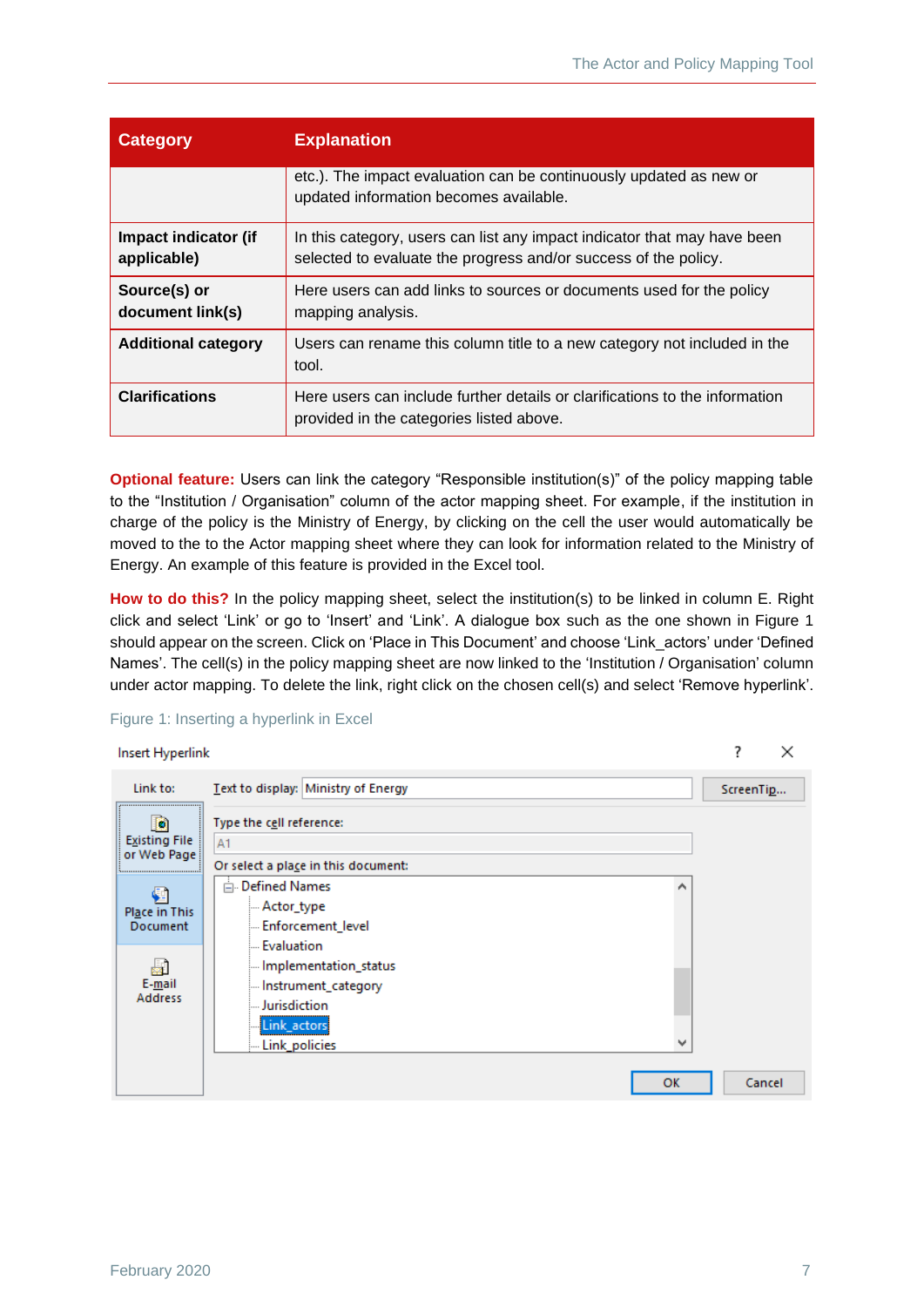| Category | Explanation |
|---|---|
| | etc.). The impact evaluation can be continuously updated as new or updated information becomes available. |
| **Impact indicator (if applicable)** | In this category, users can list any impact indicator that may have been selected to evaluate the progress and/or success of the policy. |
| **Source(s) or document link(s)** | Here users can add links to sources or documents used for the policy mapping analysis. |
| **Additional category** | Users can rename this column title to a new category not included in the tool. |
| **Clarifications** | Here users can include further details or clarifications to the information provided in the categories listed above. |

**Optional feature:** Users can link the category “Responsible institution(s)” of the policy mapping table to the “Institution / Organisation” column of the actor mapping sheet. For example, if the institution in charge of the policy is the Ministry of Energy, by clicking on the cell the user would automatically be moved to the to the Actor mapping sheet where they can look for information related to the Ministry of Energy. An example of this feature is provided in the Excel tool.

**How to do this?** In the policy mapping sheet, select the institution(s) to be linked in column E. Right click and select ‘Link’ or go to ‘Insert’ and ‘Link’. A dialogue box such as the one shown in Figure 1 should appear on the screen. Click on ‘Place in This Document’ and choose ‘Link_actors’ under ‘Defined Names’. The cell(s) in the policy mapping sheet are now linked to the ‘Institution / Organisation’ column under actor mapping. To delete the link, right click on the chosen cell(s) and select ‘Remove hyperlink’.

Figure 1: Inserting a hyperlink in Excel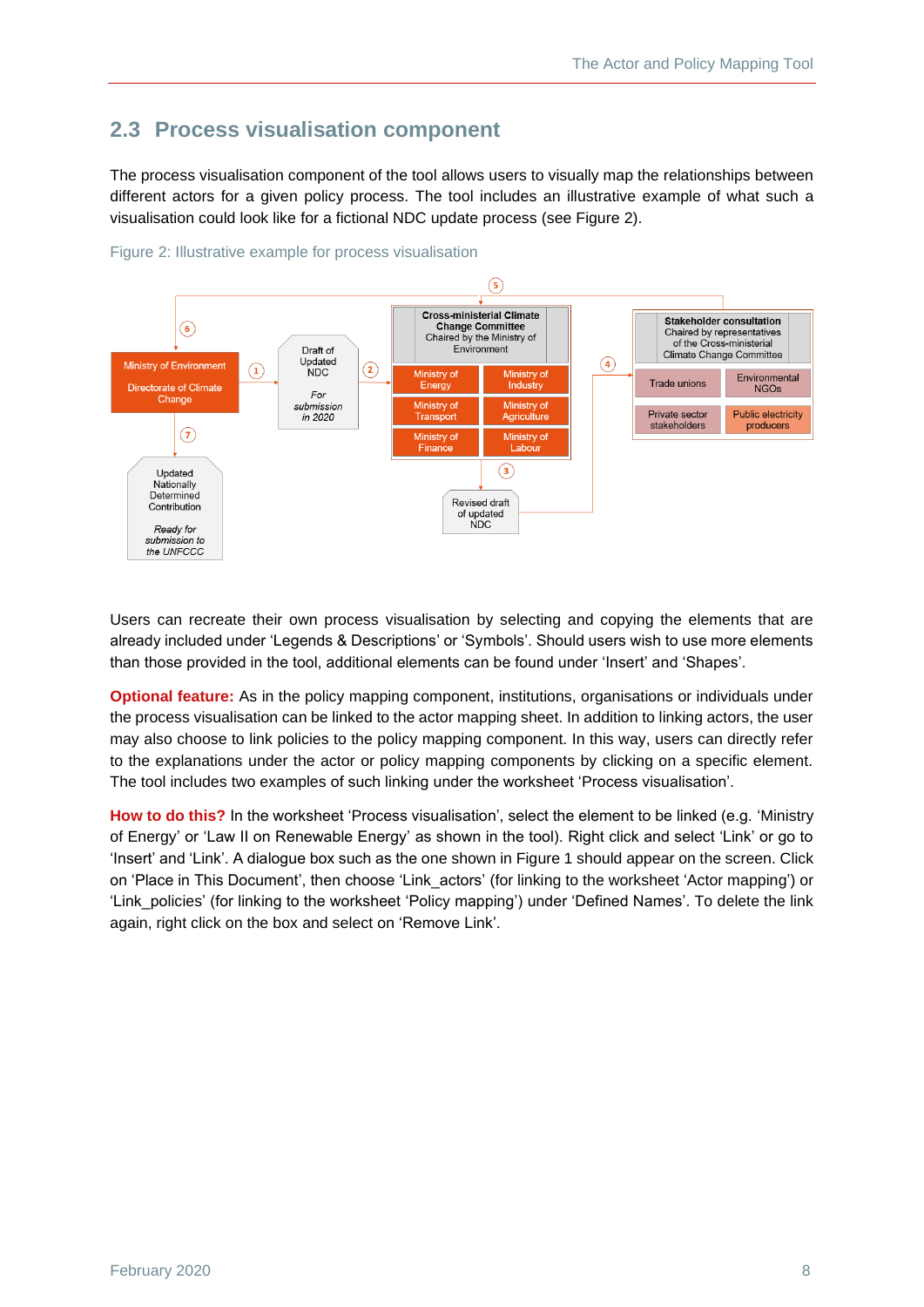## 2.3 Process visualisation component

The process visualisation component of the tool allows users to visually map the relationships between different actors for a given policy process. The tool includes an illustrative example of what such a visualisation could look like for a fictional NDC update process (see Figure 2).

Figure 2: Illustrative example for process visualisation

Users can recreate their own process visualisation by selecting and copying the elements that are already included under 'Legends & Descriptions' or 'Symbols'. Should users wish to use more elements than those provided in the tool, additional elements can be found under 'Insert' and 'Shapes'.

**Optional feature:** As in the policy mapping component, institutions, organisations or individuals under the process visualisation can be linked to the actor mapping sheet. In addition to linking actors, the user may also choose to link policies to the policy mapping component. In this way, users can directly refer to the explanations under the actor or policy mapping components by clicking on a specific element. The tool includes two examples of such linking under the worksheet 'Process visualisation'.

**How to do this?** In the worksheet 'Process visualisation', select the element to be linked (e.g. 'Ministry of Energy' or 'Law II on Renewable Energy' as shown in the tool). Right click and select 'Link' or go to 'Insert' and 'Link'. A dialogue box such as the one shown in Figure 1 should appear on the screen. Click on 'Place in This Document', then choose 'Link_actors' (for linking to the worksheet 'Actor mapping') or 'Link_policies' (for linking to the worksheet 'Policy mapping') under 'Defined Names'. To delete the link again, right click on the box and select on 'Remove Link'.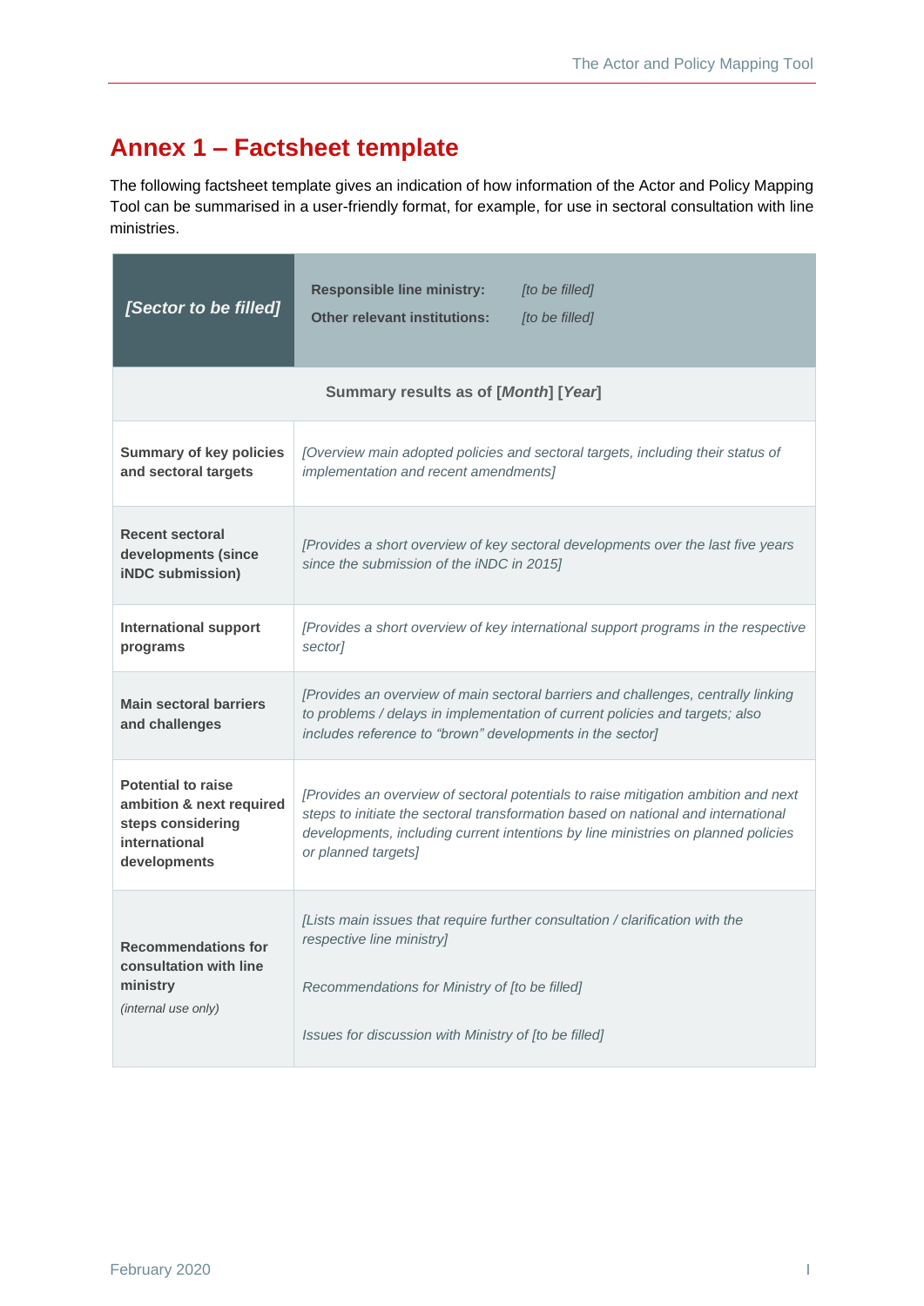# Annex 1 – Factsheet template

The following factsheet template gives an indication of how information of the Actor and Policy Mapping Tool can be summarised in a user-friendly format, for example, for use in sectoral consultation with line ministries.

| *[Sector to be filled]* | **Responsible line ministry:** *[to be filled]*<br>**Other relevant institutions:** *[to be filled]* |
|---|---|
| **Summary results as of [*Month*] [*Year*]** | |
| **Summary of key policies and sectoral targets** | *[Overview main adopted policies and sectoral targets, including their status of implementation and recent amendments]* |
| **Recent sectoral developments (since iNDC submission)** | *[Provides a short overview of key sectoral developments over the last five years since the submission of the iNDC in 2015]* |
| **International support programs** | *[Provides a short overview of key international support programs in the respective sector]* |
| **Main sectoral barriers and challenges** | *[Provides an overview of main sectoral barriers and challenges, centrally linking to problems / delays in implementation of current policies and targets; also includes reference to "brown" developments in the sector]* |
| **Potential to raise ambition & next required steps considering international developments** | *[Provides an overview of sectoral potentials to raise mitigation ambition and next steps to initiate the sectoral transformation based on national and international developments, including current intentions by line ministries on planned policies or planned targets]* |
| **Recommendations for consultation with line ministry**<br>*(internal use only)* | *[Lists main issues that require further consultation / clarification with the respective line ministry]*<br><br>*Recommendations for Ministry of [to be filled]*<br><br>*Issues for discussion with Ministry of [to be filled]* |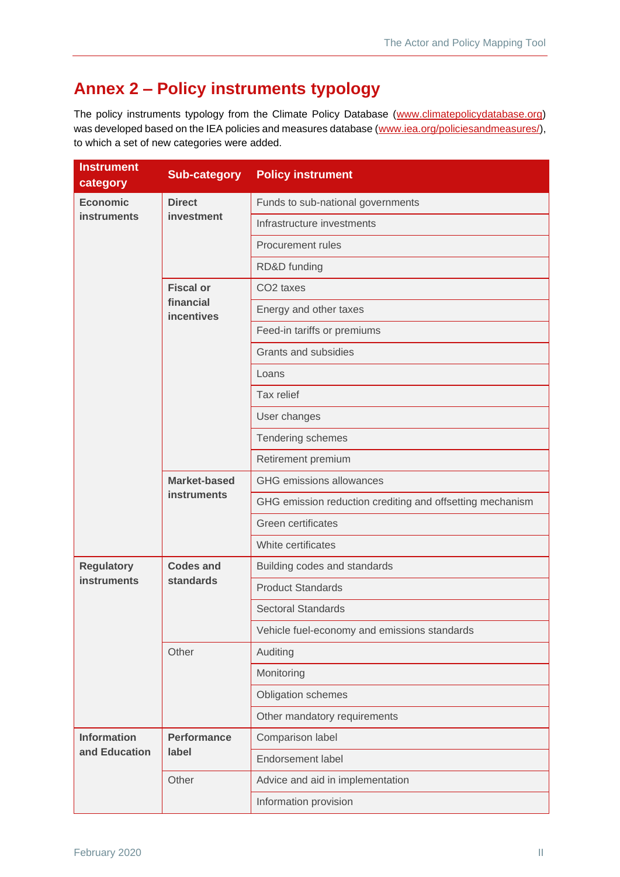# Annex 2 – Policy instruments typology

The policy instruments typology from the Climate Policy Database (www.climatepolicydatabase.org) was developed based on the IEA policies and measures database (www.iea.org/policiesandmeasures/), to which a set of new categories were added.

| Instrument category | Sub-category | Policy instrument |
|---|---|---|
| **Economic instruments** | **Direct investment** | Funds to sub-national governments |
| | | Infrastructure investments |
| | | Procurement rules |
| | | RD&D funding |
| | **Fiscal or financial incentives** | CO2 taxes |
| | | Energy and other taxes |
| | | Feed-in tariffs or premiums |
| | | Grants and subsidies |
| | | Loans |
| | | Tax relief |
| | | User changes |
| | | Tendering schemes |
| | | Retirement premium |
| | **Market-based instruments** | GHG emissions allowances |
| | | GHG emission reduction crediting and offsetting mechanism |
| | | Green certificates |
| | | White certificates |
| **Regulatory instruments** | **Codes and standards** | Building codes and standards |
| | | Product Standards |
| | | Sectoral Standards |
| | | Vehicle fuel-economy and emissions standards |
| | Other | Auditing |
| | | Monitoring |
| | | Obligation schemes |
| | | Other mandatory requirements |
| **Information and Education** | **Performance label** | Comparison label |
| | | Endorsement label |
| | Other | Advice and aid in implementation |
| | | Information provision |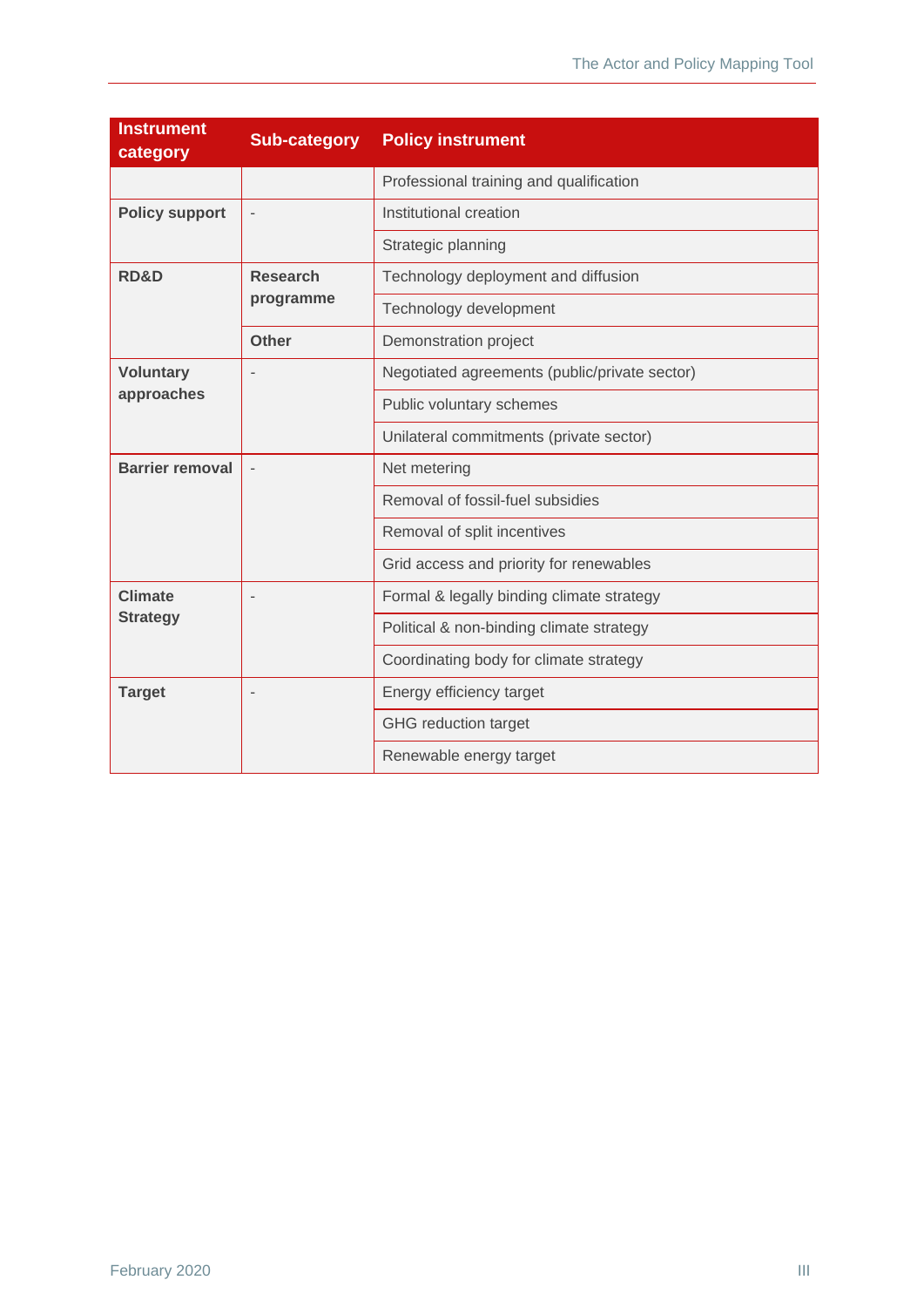| Instrument category | Sub-category | Policy instrument |
|---|---|---|
| | | Professional training and qualification |
| **Policy support** | - | Institutional creation |
| | | Strategic planning |
| **RD&D** | **Research programme** | Technology deployment and diffusion |
| | | Technology development |
| | **Other** | Demonstration project |
| **Voluntary approaches** | - | Negotiated agreements (public/private sector) |
| | | Public voluntary schemes |
| | | Unilateral commitments (private sector) |
| **Barrier removal** | - | Net metering |
| | | Removal of fossil-fuel subsidies |
| | | Removal of split incentives |
| | | Grid access and priority for renewables |
| **Climate Strategy** | - | Formal & legally binding climate strategy |
| | | Political & non-binding climate strategy |
| | | Coordinating body for climate strategy |
| **Target** | - | Energy efficiency target |
| | | GHG reduction target |
| | | Renewable energy target |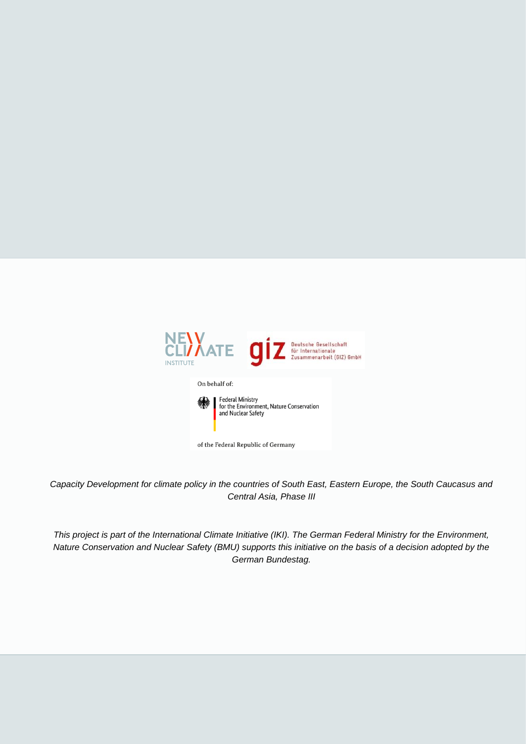NEW CLIMATE INSTITUTE

giz Deutsche Gesellschaft für Internationale Zusammenarbeit (GIZ) GmbH

On behalf of:

Federal Ministry for the Environment, Nature Conservation and Nuclear Safety

of the Federal Republic of Germany

*Capacity Development for climate policy in the countries of South East, Eastern Europe, the South Caucasus and Central Asia, Phase III*

*This project is part of the International Climate Initiative (IKI). The German Federal Ministry for the Environment, Nature Conservation and Nuclear Safety (BMU) supports this initiative on the basis of a decision adopted by the German Bundestag.*